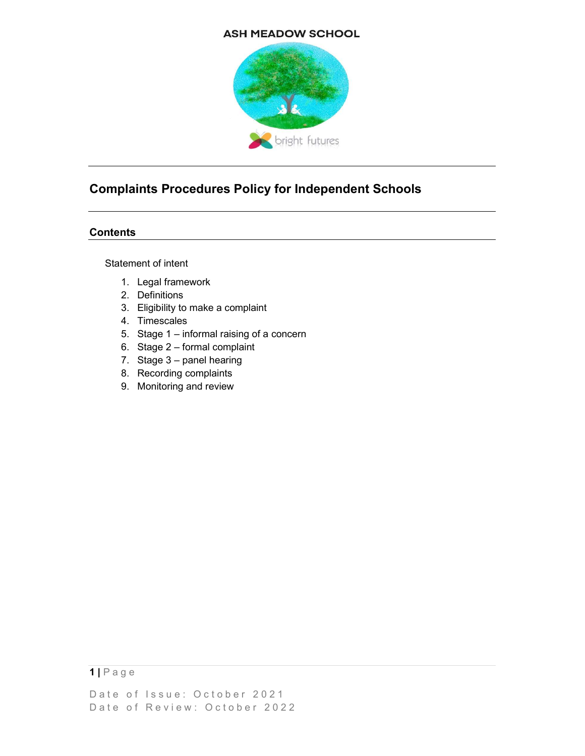ASH MEADOW SCHOOL

bright futures

# Complaints Procedures Policy for Independent Schools

## Contents

Statement of intent

1. Legal framework
2. Definitions
3. Eligibility to make a complaint
4. Timescales
5. Stage 1 – informal raising of a concern
6. Stage 2 – formal complaint
7. Stage 3 – panel hearing
8. Recording complaints
9. Monitoring and review

Date of Issue: October 2021
Date of Review: October 2022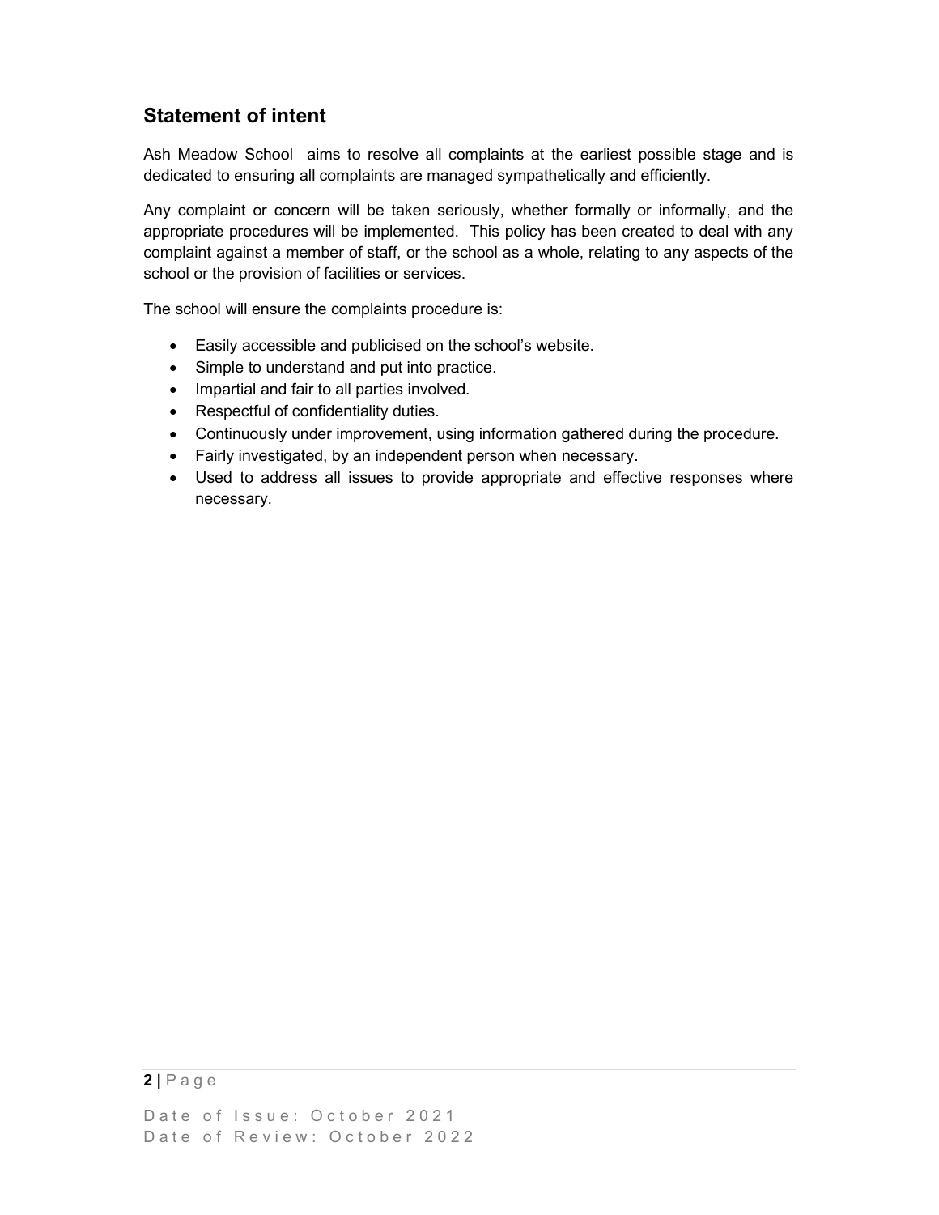## Statement of intent

Ash Meadow School aims to resolve all complaints at the earliest possible stage and is dedicated to ensuring all complaints are managed sympathetically and efficiently.

Any complaint or concern will be taken seriously, whether formally or informally, and the appropriate procedures will be implemented. This policy has been created to deal with any complaint against a member of staff, or the school as a whole, relating to any aspects of the school or the provision of facilities or services.

The school will ensure the complaints procedure is:

- Easily accessible and publicised on the school's website.
- Simple to understand and put into practice.
- Impartial and fair to all parties involved.
- Respectful of confidentiality duties.
- Continuously under improvement, using information gathered during the procedure.
- Fairly investigated, by an independent person when necessary.
- Used to address all issues to provide appropriate and effective responses where necessary.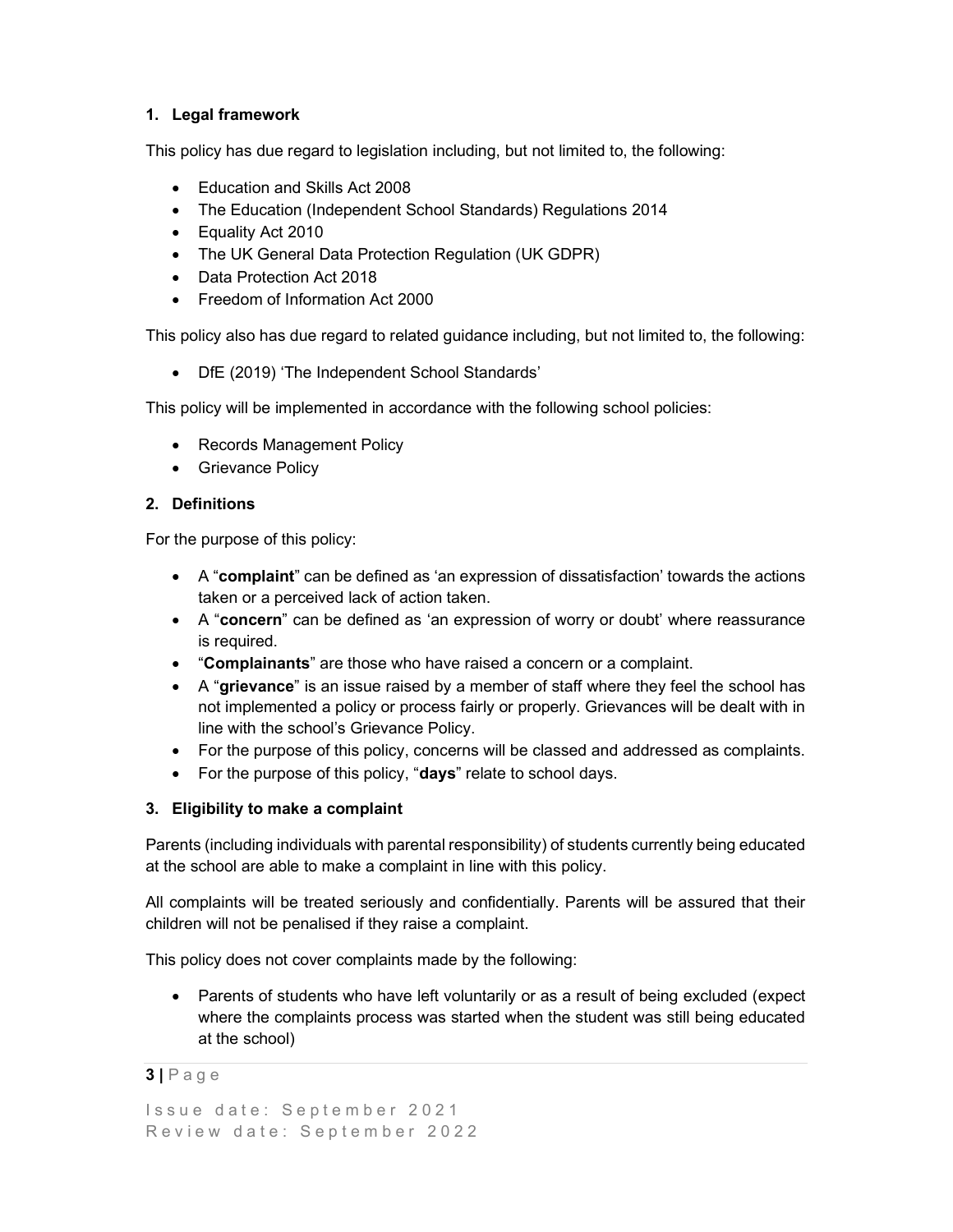## 1. Legal framework

This policy has due regard to legislation including, but not limited to, the following:

- Education and Skills Act 2008
- The Education (Independent School Standards) Regulations 2014
- Equality Act 2010
- The UK General Data Protection Regulation (UK GDPR)
- Data Protection Act 2018
- Freedom of Information Act 2000

This policy also has due regard to related guidance including, but not limited to, the following:

- DfE (2019) 'The Independent School Standards'

This policy will be implemented in accordance with the following school policies:

- Records Management Policy
- Grievance Policy

## 2. Definitions

For the purpose of this policy:

- A "**complaint**" can be defined as 'an expression of dissatisfaction' towards the actions taken or a perceived lack of action taken.
- A "**concern**" can be defined as 'an expression of worry or doubt' where reassurance is required.
- "**Complainants**" are those who have raised a concern or a complaint.
- A "**grievance**" is an issue raised by a member of staff where they feel the school has not implemented a policy or process fairly or properly. Grievances will be dealt with in line with the school's Grievance Policy.
- For the purpose of this policy, concerns will be classed and addressed as complaints.
- For the purpose of this policy, "**days**" relate to school days.

## 3. Eligibility to make a complaint

Parents (including individuals with parental responsibility) of students currently being educated at the school are able to make a complaint in line with this policy.

All complaints will be treated seriously and confidentially. Parents will be assured that their children will not be penalised if they raise a complaint.

This policy does not cover complaints made by the following:

- Parents of students who have left voluntarily or as a result of being excluded (expect where the complaints process was started when the student was still being educated at the school)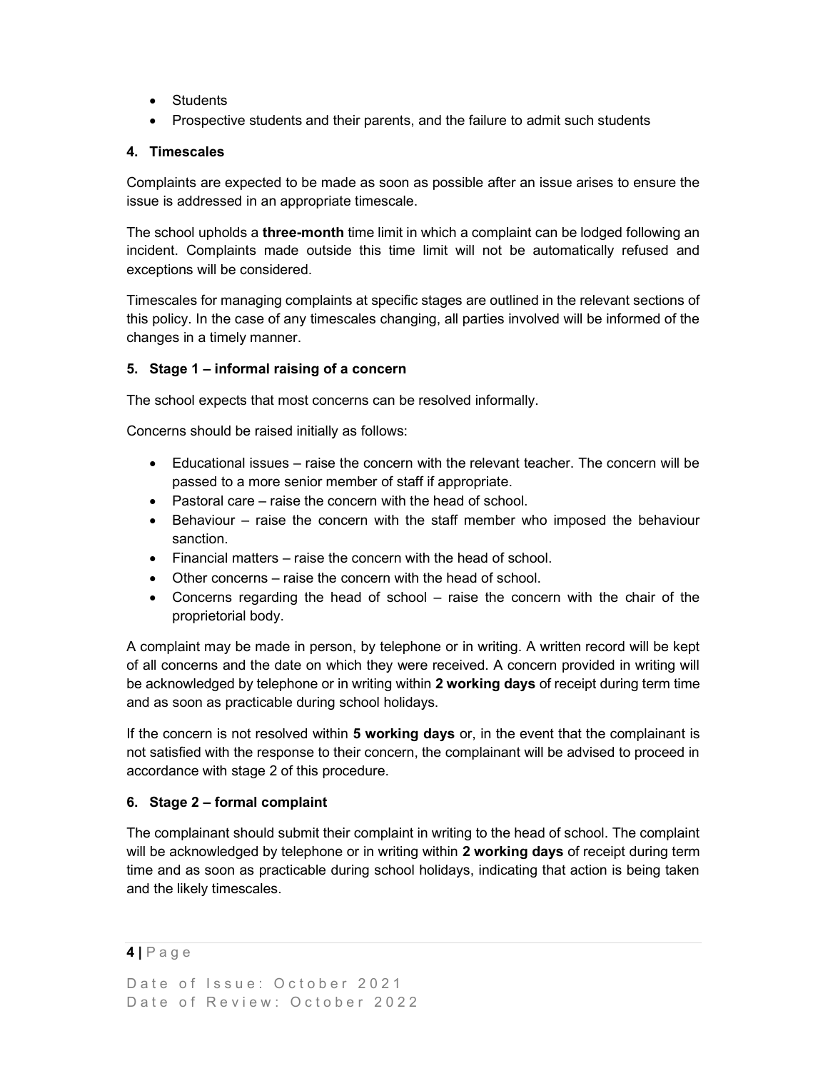- Students
- Prospective students and their parents, and the failure to admit such students

## 4. Timescales

Complaints are expected to be made as soon as possible after an issue arises to ensure the issue is addressed in an appropriate timescale.

The school upholds a **three-month** time limit in which a complaint can be lodged following an incident. Complaints made outside this time limit will not be automatically refused and exceptions will be considered.

Timescales for managing complaints at specific stages are outlined in the relevant sections of this policy. In the case of any timescales changing, all parties involved will be informed of the changes in a timely manner.

## 5. Stage 1 – informal raising of a concern

The school expects that most concerns can be resolved informally.

Concerns should be raised initially as follows:

- Educational issues – raise the concern with the relevant teacher. The concern will be passed to a more senior member of staff if appropriate.
- Pastoral care – raise the concern with the head of school.
- Behaviour – raise the concern with the staff member who imposed the behaviour sanction.
- Financial matters – raise the concern with the head of school.
- Other concerns – raise the concern with the head of school.
- Concerns regarding the head of school – raise the concern with the chair of the proprietorial body.

A complaint may be made in person, by telephone or in writing. A written record will be kept of all concerns and the date on which they were received. A concern provided in writing will be acknowledged by telephone or in writing within **2 working days** of receipt during term time and as soon as practicable during school holidays.

If the concern is not resolved within **5 working days** or, in the event that the complainant is not satisfied with the response to their concern, the complainant will be advised to proceed in accordance with stage 2 of this procedure.

## 6. Stage 2 – formal complaint

The complainant should submit their complaint in writing to the head of school. The complaint will be acknowledged by telephone or in writing within **2 working days** of receipt during term time and as soon as practicable during school holidays, indicating that action is being taken and the likely timescales.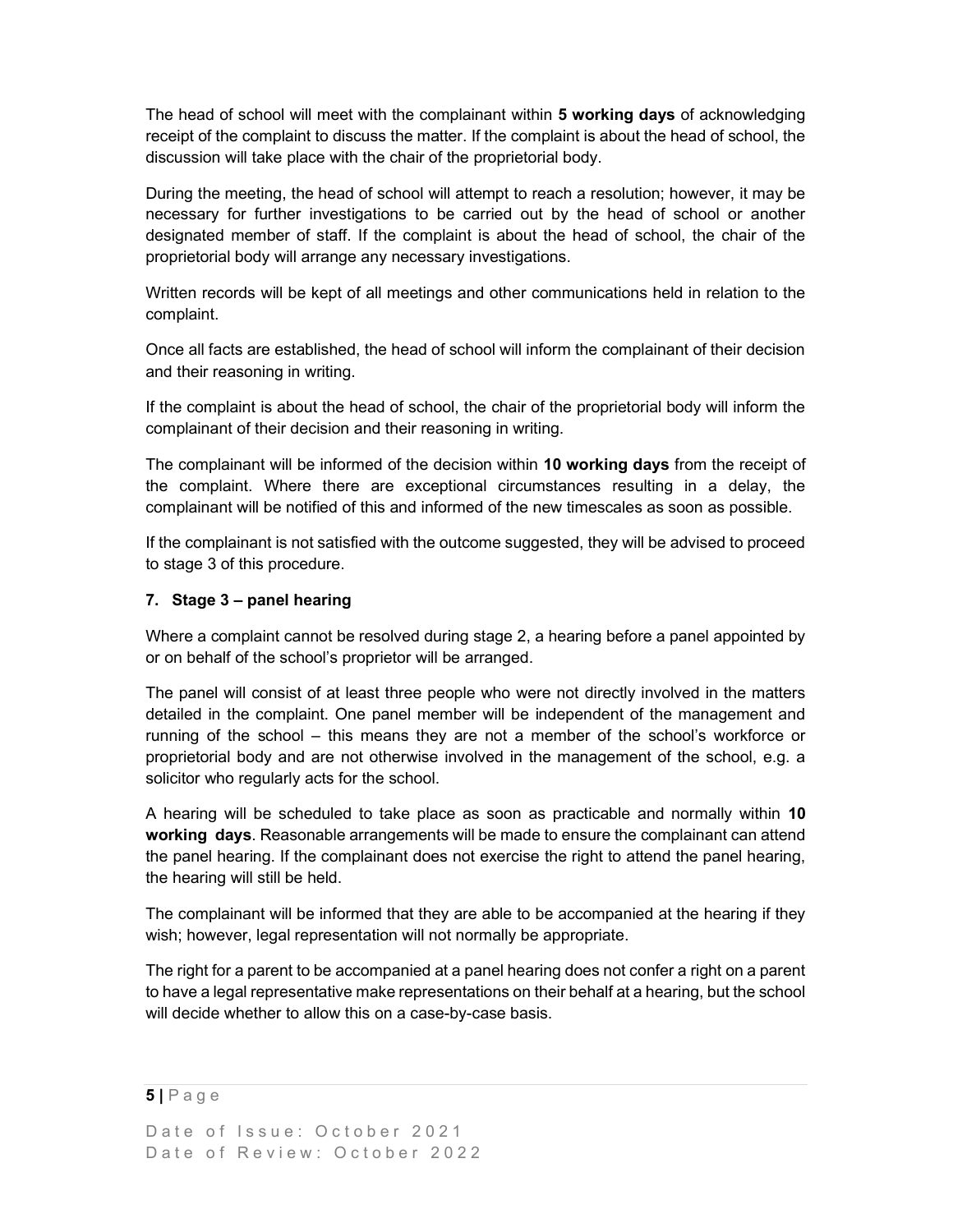The head of school will meet with the complainant within **5 working days** of acknowledging receipt of the complaint to discuss the matter. If the complaint is about the head of school, the discussion will take place with the chair of the proprietorial body.

During the meeting, the head of school will attempt to reach a resolution; however, it may be necessary for further investigations to be carried out by the head of school or another designated member of staff. If the complaint is about the head of school, the chair of the proprietorial body will arrange any necessary investigations.

Written records will be kept of all meetings and other communications held in relation to the complaint.

Once all facts are established, the head of school will inform the complainant of their decision and their reasoning in writing.

If the complaint is about the head of school, the chair of the proprietorial body will inform the complainant of their decision and their reasoning in writing.

The complainant will be informed of the decision within **10 working days** from the receipt of the complaint. Where there are exceptional circumstances resulting in a delay, the complainant will be notified of this and informed of the new timescales as soon as possible.

If the complainant is not satisfied with the outcome suggested, they will be advised to proceed to stage 3 of this procedure.

## 7. Stage 3 – panel hearing

Where a complaint cannot be resolved during stage 2, a hearing before a panel appointed by or on behalf of the school's proprietor will be arranged.

The panel will consist of at least three people who were not directly involved in the matters detailed in the complaint. One panel member will be independent of the management and running of the school – this means they are not a member of the school's workforce or proprietorial body and are not otherwise involved in the management of the school, e.g. a solicitor who regularly acts for the school.

A hearing will be scheduled to take place as soon as practicable and normally within **10 working days**. Reasonable arrangements will be made to ensure the complainant can attend the panel hearing. If the complainant does not exercise the right to attend the panel hearing, the hearing will still be held.

The complainant will be informed that they are able to be accompanied at the hearing if they wish; however, legal representation will not normally be appropriate.

The right for a parent to be accompanied at a panel hearing does not confer a right on a parent to have a legal representative make representations on their behalf at a hearing, but the school will decide whether to allow this on a case-by-case basis.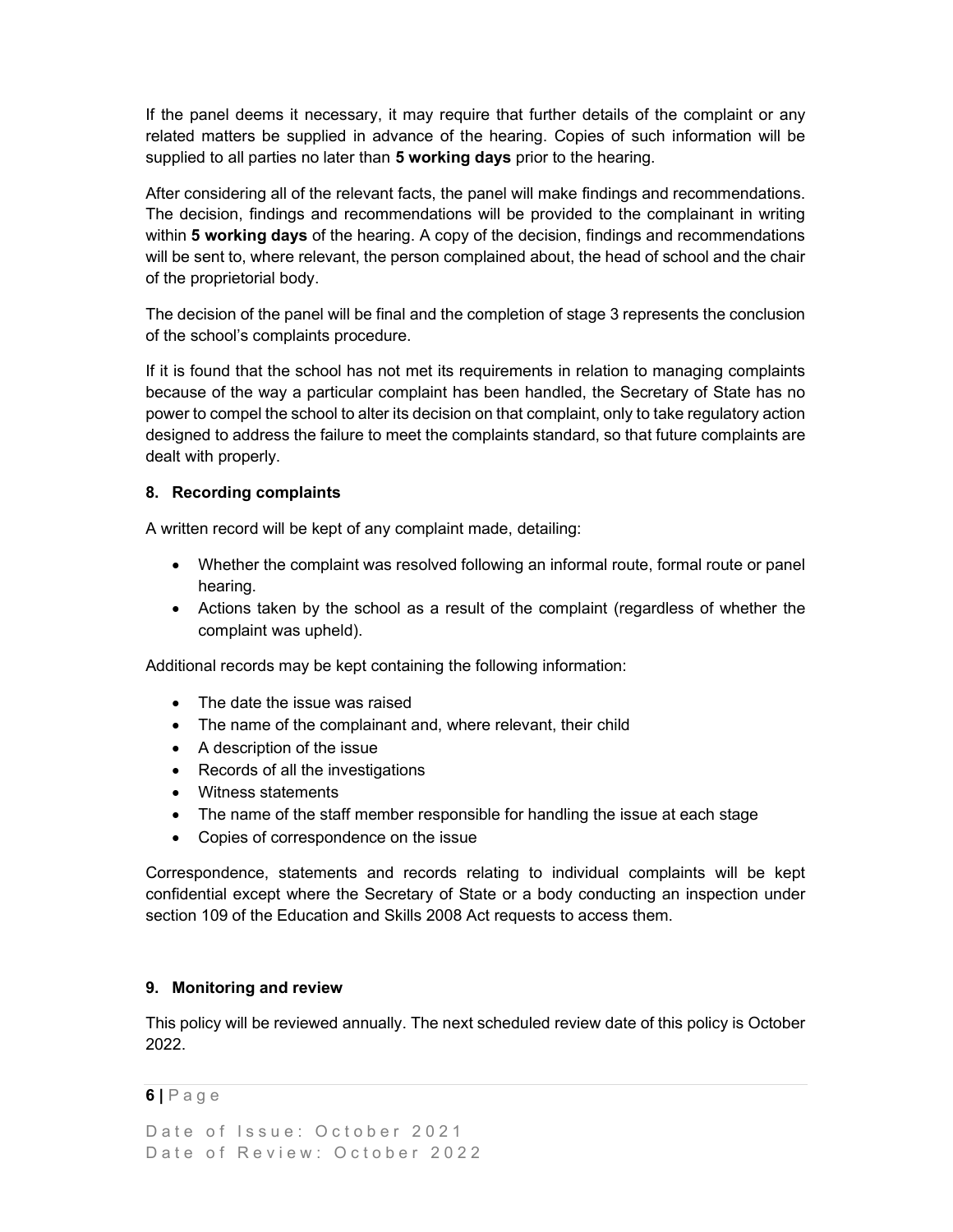If the panel deems it necessary, it may require that further details of the complaint or any related matters be supplied in advance of the hearing. Copies of such information will be supplied to all parties no later than **5 working days** prior to the hearing.

After considering all of the relevant facts, the panel will make findings and recommendations. The decision, findings and recommendations will be provided to the complainant in writing within **5 working days** of the hearing. A copy of the decision, findings and recommendations will be sent to, where relevant, the person complained about, the head of school and the chair of the proprietorial body.

The decision of the panel will be final and the completion of stage 3 represents the conclusion of the school's complaints procedure.

If it is found that the school has not met its requirements in relation to managing complaints because of the way a particular complaint has been handled, the Secretary of State has no power to compel the school to alter its decision on that complaint, only to take regulatory action designed to address the failure to meet the complaints standard, so that future complaints are dealt with properly.

### 8. Recording complaints

A written record will be kept of any complaint made, detailing:

- Whether the complaint was resolved following an informal route, formal route or panel hearing.
- Actions taken by the school as a result of the complaint (regardless of whether the complaint was upheld).

Additional records may be kept containing the following information:

- The date the issue was raised
- The name of the complainant and, where relevant, their child
- A description of the issue
- Records of all the investigations
- Witness statements
- The name of the staff member responsible for handling the issue at each stage
- Copies of correspondence on the issue

Correspondence, statements and records relating to individual complaints will be kept confidential except where the Secretary of State or a body conducting an inspection under section 109 of the Education and Skills 2008 Act requests to access them.

### 9. Monitoring and review

This policy will be reviewed annually. The next scheduled review date of this policy is October 2022.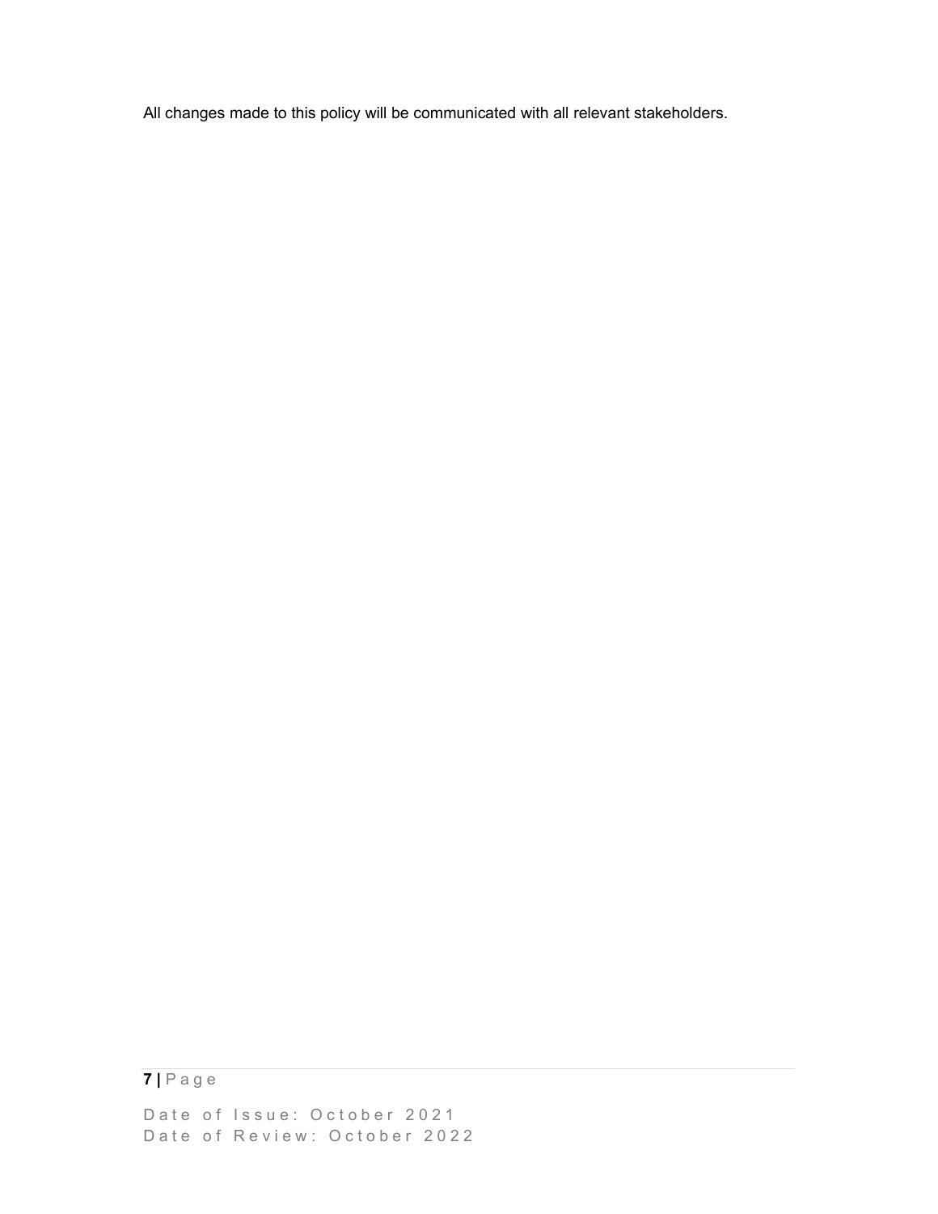All changes made to this policy will be communicated with all relevant stakeholders.